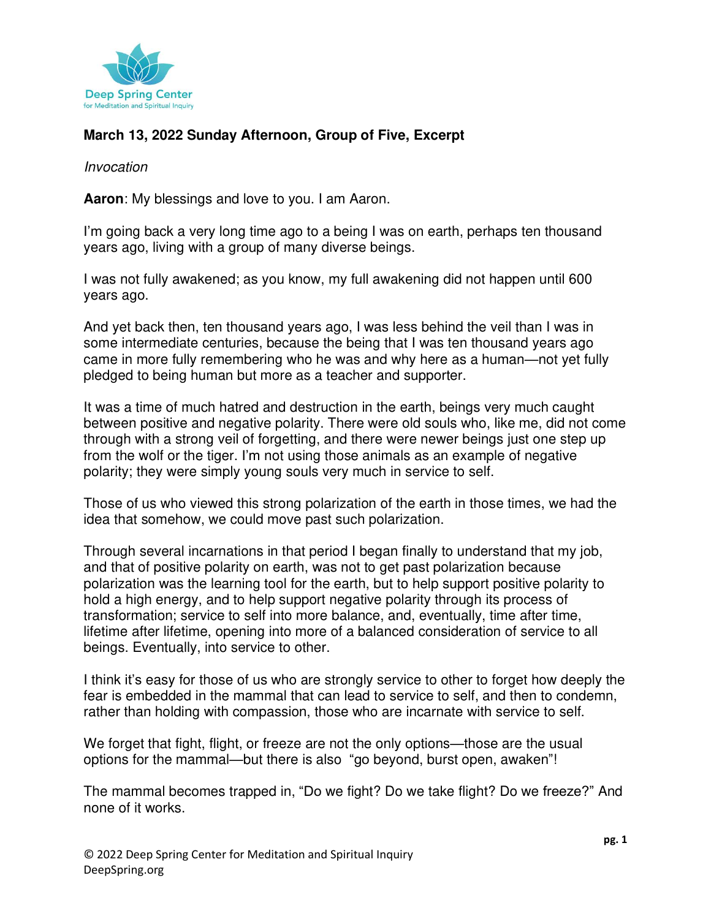**March 13, 2022 Sunday Afternoon, Group of Five, Excerpt**

*Invocation*

**Aaron**: My blessings and love to you. I am Aaron.

I'm going back a very long time ago to a being I was on earth, perhaps ten thousand years ago, living with a group of many diverse beings.

I was not fully awakened; as you know, my full awakening did not happen until 600 years ago.

And yet back then, ten thousand years ago, I was less behind the veil than I was in some intermediate centuries, because the being that I was ten thousand years ago came in more fully remembering who he was and why here as a human—not yet fully pledged to being human but more as a teacher and supporter.

It was a time of much hatred and destruction in the earth, beings very much caught between positive and negative polarity. There were old souls who, like me, did not come through with a strong veil of forgetting, and there were newer beings just one step up from the wolf or the tiger. I'm not using those animals as an example of negative polarity; they were simply young souls very much in service to self.

Those of us who viewed this strong polarization of the earth in those times, we had the idea that somehow, we could move past such polarization.

Through several incarnations in that period I began finally to understand that my job, and that of positive polarity on earth, was not to get past polarization because polarization was the learning tool for the earth, but to help support positive polarity to hold a high energy, and to help support negative polarity through its process of transformation; service to self into more balance, and, eventually, time after time, lifetime after lifetime, opening into more of a balanced consideration of service to all beings. Eventually, into service to other.

I think it's easy for those of us who are strongly service to other to forget how deeply the fear is embedded in the mammal that can lead to service to self, and then to condemn, rather than holding with compassion, those who are incarnate with service to self.

We forget that fight, flight, or freeze are not the only options—those are the usual options for the mammal—but there is also "go beyond, burst open, awaken"!

The mammal becomes trapped in, "Do we fight? Do we take flight? Do we freeze?" And none of it works.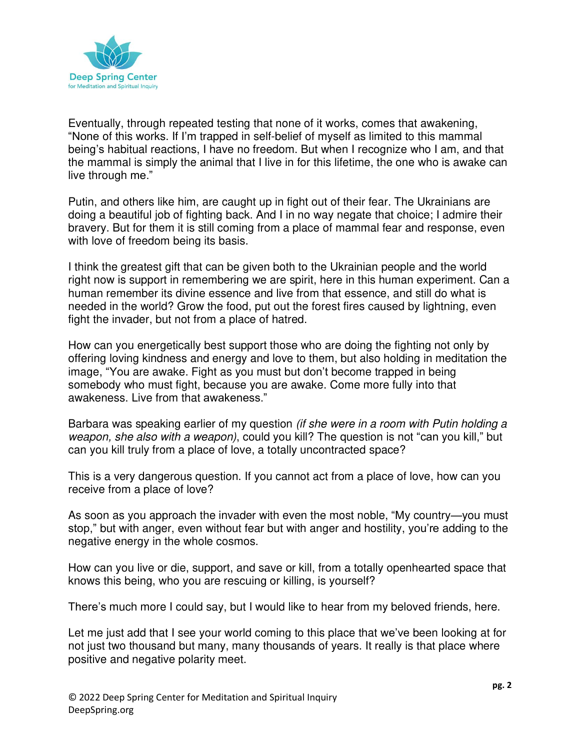Eventually, through repeated testing that none of it works, comes that awakening, "None of this works. If I'm trapped in self-belief of myself as limited to this mammal being's habitual reactions, I have no freedom. But when I recognize who I am, and that the mammal is simply the animal that I live in for this lifetime, the one who is awake can live through me."

Putin, and others like him, are caught up in fight out of their fear. The Ukrainians are doing a beautiful job of fighting back. And I in no way negate that choice; I admire their bravery. But for them it is still coming from a place of mammal fear and response, even with love of freedom being its basis.

I think the greatest gift that can be given both to the Ukrainian people and the world right now is support in remembering we are spirit, here in this human experiment. Can a human remember its divine essence and live from that essence, and still do what is needed in the world? Grow the food, put out the forest fires caused by lightning, even fight the invader, but not from a place of hatred.

How can you energetically best support those who are doing the fighting not only by offering loving kindness and energy and love to them, but also holding in meditation the image, "You are awake. Fight as you must but don't become trapped in being somebody who must fight, because you are awake. Come more fully into that awakeness. Live from that awakeness."

Barbara was speaking earlier of my question *(if she were in a room with Putin holding a weapon, she also with a weapon)*, could you kill? The question is not "can you kill," but can you kill truly from a place of love, a totally uncontracted space?

This is a very dangerous question. If you cannot act from a place of love, how can you receive from a place of love?

As soon as you approach the invader with even the most noble, "My country—you must stop," but with anger, even without fear but with anger and hostility, you're adding to the negative energy in the whole cosmos.

How can you live or die, support, and save or kill, from a totally openhearted space that knows this being, who you are rescuing or killing, is yourself?

There's much more I could say, but I would like to hear from my beloved friends, here.

Let me just add that I see your world coming to this place that we've been looking at for not just two thousand but many, many thousands of years. It really is that place where positive and negative polarity meet.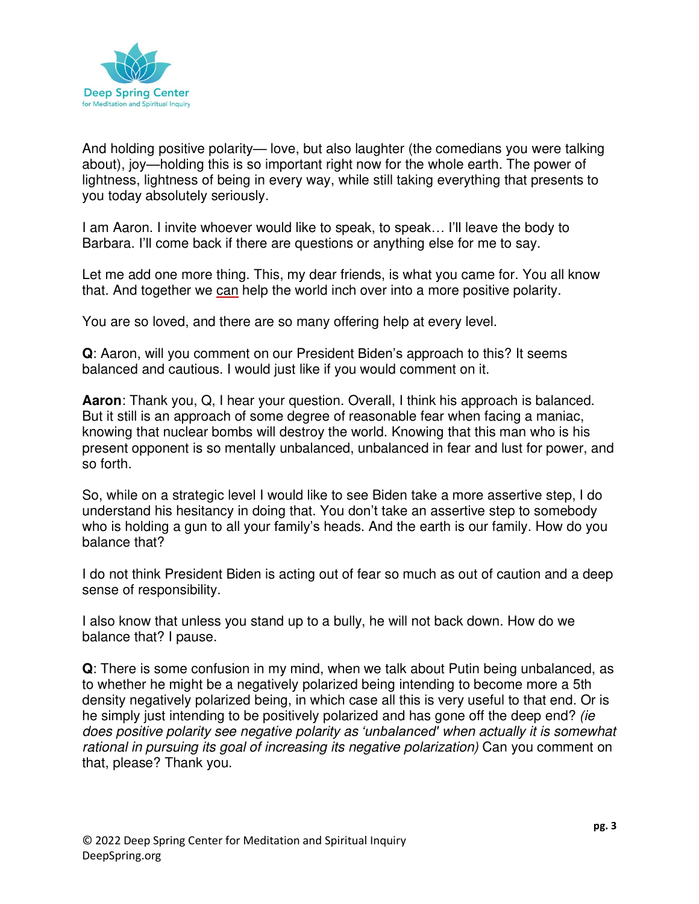And holding positive polarity— love, but also laughter (the comedians you were talking about), joy—holding this is so important right now for the whole earth. The power of lightness, lightness of being in every way, while still taking everything that presents to you today absolutely seriously.

I am Aaron. I invite whoever would like to speak, to speak… I'll leave the body to Barbara. I'll come back if there are questions or anything else for me to say.

Let me add one more thing. This, my dear friends, is what you came for. You all know that. And together we <u>can</u> help the world inch over into a more positive polarity.

You are so loved, and there are so many offering help at every level.

**Q**: Aaron, will you comment on our President Biden's approach to this? It seems balanced and cautious. I would just like if you would comment on it.

**Aaron**: Thank you, Q, I hear your question. Overall, I think his approach is balanced. But it still is an approach of some degree of reasonable fear when facing a maniac, knowing that nuclear bombs will destroy the world. Knowing that this man who is his present opponent is so mentally unbalanced, unbalanced in fear and lust for power, and so forth.

So, while on a strategic level I would like to see Biden take a more assertive step, I do understand his hesitancy in doing that. You don't take an assertive step to somebody who is holding a gun to all your family's heads. And the earth is our family. How do you balance that?

I do not think President Biden is acting out of fear so much as out of caution and a deep sense of responsibility.

I also know that unless you stand up to a bully, he will not back down. How do we balance that? I pause.

**Q**: There is some confusion in my mind, when we talk about Putin being unbalanced, as to whether he might be a negatively polarized being intending to become more a 5th density negatively polarized being, in which case all this is very useful to that end. Or is he simply just intending to be positively polarized and has gone off the deep end? *(ie does positive polarity see negative polarity as 'unbalanced' when actually it is somewhat rational in pursuing its goal of increasing its negative polarization)* Can you comment on that, please? Thank you.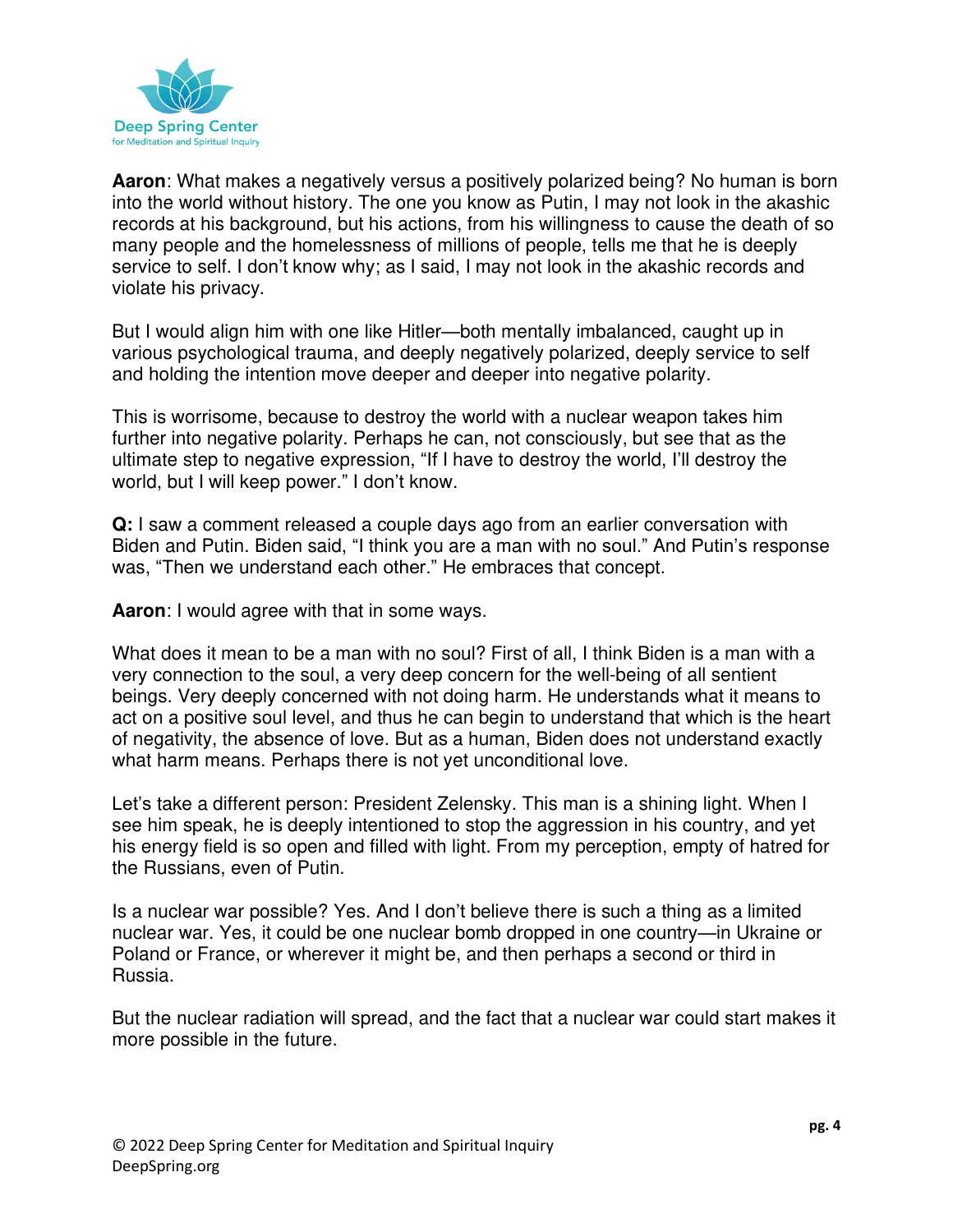**Aaron**: What makes a negatively versus a positively polarized being? No human is born into the world without history. The one you know as Putin, I may not look in the akashic records at his background, but his actions, from his willingness to cause the death of so many people and the homelessness of millions of people, tells me that he is deeply service to self. I don't know why; as I said, I may not look in the akashic records and violate his privacy.

But I would align him with one like Hitler—both mentally imbalanced, caught up in various psychological trauma, and deeply negatively polarized, deeply service to self and holding the intention move deeper and deeper into negative polarity.

This is worrisome, because to destroy the world with a nuclear weapon takes him further into negative polarity. Perhaps he can, not consciously, but see that as the ultimate step to negative expression, "If I have to destroy the world, I'll destroy the world, but I will keep power." I don't know.

**Q:** I saw a comment released a couple days ago from an earlier conversation with Biden and Putin. Biden said, "I think you are a man with no soul." And Putin's response was, "Then we understand each other." He embraces that concept.

**Aaron**: I would agree with that in some ways.

What does it mean to be a man with no soul? First of all, I think Biden is a man with a very connection to the soul, a very deep concern for the well-being of all sentient beings. Very deeply concerned with not doing harm. He understands what it means to act on a positive soul level, and thus he can begin to understand that which is the heart of negativity, the absence of love. But as a human, Biden does not understand exactly what harm means. Perhaps there is not yet unconditional love.

Let's take a different person: President Zelensky. This man is a shining light. When I see him speak, he is deeply intentioned to stop the aggression in his country, and yet his energy field is so open and filled with light. From my perception, empty of hatred for the Russians, even of Putin.

Is a nuclear war possible? Yes. And I don't believe there is such a thing as a limited nuclear war. Yes, it could be one nuclear bomb dropped in one country—in Ukraine or Poland or France, or wherever it might be, and then perhaps a second or third in Russia.

But the nuclear radiation will spread, and the fact that a nuclear war could start makes it more possible in the future.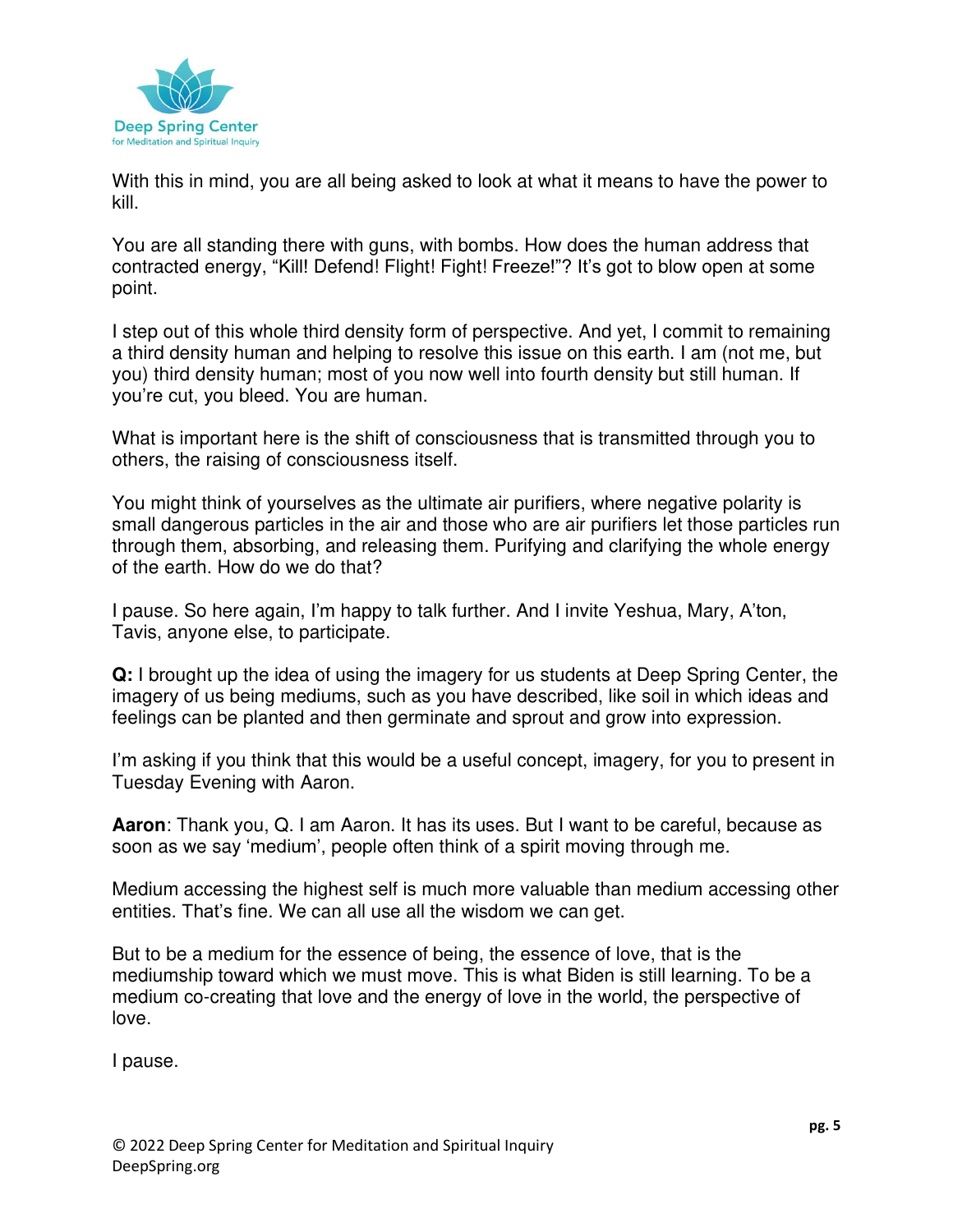With this in mind, you are all being asked to look at what it means to have the power to kill.

You are all standing there with guns, with bombs. How does the human address that contracted energy, "Kill! Defend! Flight! Fight! Freeze!"? It's got to blow open at some point.

I step out of this whole third density form of perspective. And yet, I commit to remaining a third density human and helping to resolve this issue on this earth. I am (not me, but you) third density human; most of you now well into fourth density but still human. If you're cut, you bleed. You are human.

What is important here is the shift of consciousness that is transmitted through you to others, the raising of consciousness itself.

You might think of yourselves as the ultimate air purifiers, where negative polarity is small dangerous particles in the air and those who are air purifiers let those particles run through them, absorbing, and releasing them. Purifying and clarifying the whole energy of the earth. How do we do that?

I pause. So here again, I'm happy to talk further. And I invite Yeshua, Mary, A'ton, Tavis, anyone else, to participate.

**Q:** I brought up the idea of using the imagery for us students at Deep Spring Center, the imagery of us being mediums, such as you have described, like soil in which ideas and feelings can be planted and then germinate and sprout and grow into expression.

I'm asking if you think that this would be a useful concept, imagery, for you to present in Tuesday Evening with Aaron.

**Aaron**: Thank you, Q. I am Aaron. It has its uses. But I want to be careful, because as soon as we say 'medium', people often think of a spirit moving through me.

Medium accessing the highest self is much more valuable than medium accessing other entities. That's fine. We can all use all the wisdom we can get.

But to be a medium for the essence of being, the essence of love, that is the mediumship toward which we must move. This is what Biden is still learning. To be a medium co-creating that love and the energy of love in the world, the perspective of love.

I pause.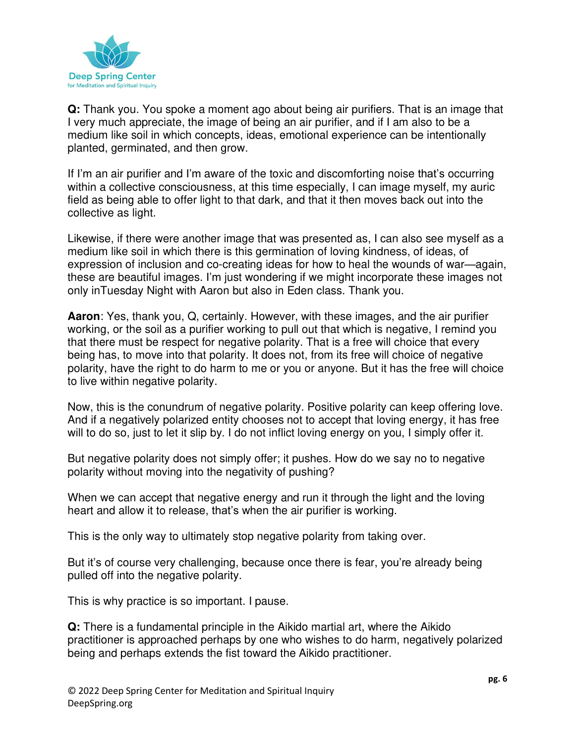**Q:** Thank you. You spoke a moment ago about being air purifiers. That is an image that I very much appreciate, the image of being an air purifier, and if I am also to be a medium like soil in which concepts, ideas, emotional experience can be intentionally planted, germinated, and then grow.

If I'm an air purifier and I'm aware of the toxic and discomforting noise that's occurring within a collective consciousness, at this time especially, I can image myself, my auric field as being able to offer light to that dark, and that it then moves back out into the collective as light.

Likewise, if there were another image that was presented as, I can also see myself as a medium like soil in which there is this germination of loving kindness, of ideas, of expression of inclusion and co-creating ideas for how to heal the wounds of war—again, these are beautiful images. I'm just wondering if we might incorporate these images not only inTuesday Night with Aaron but also in Eden class. Thank you.

**Aaron**: Yes, thank you, Q, certainly. However, with these images, and the air purifier working, or the soil as a purifier working to pull out that which is negative, I remind you that there must be respect for negative polarity. That is a free will choice that every being has, to move into that polarity. It does not, from its free will choice of negative polarity, have the right to do harm to me or you or anyone. But it has the free will choice to live within negative polarity.

Now, this is the conundrum of negative polarity. Positive polarity can keep offering love. And if a negatively polarized entity chooses not to accept that loving energy, it has free will to do so, just to let it slip by. I do not inflict loving energy on you, I simply offer it.

But negative polarity does not simply offer; it pushes. How do we say no to negative polarity without moving into the negativity of pushing?

When we can accept that negative energy and run it through the light and the loving heart and allow it to release, that's when the air purifier is working.

This is the only way to ultimately stop negative polarity from taking over.

But it's of course very challenging, because once there is fear, you're already being pulled off into the negative polarity.

This is why practice is so important. I pause.

**Q:** There is a fundamental principle in the Aikido martial art, where the Aikido practitioner is approached perhaps by one who wishes to do harm, negatively polarized being and perhaps extends the fist toward the Aikido practitioner.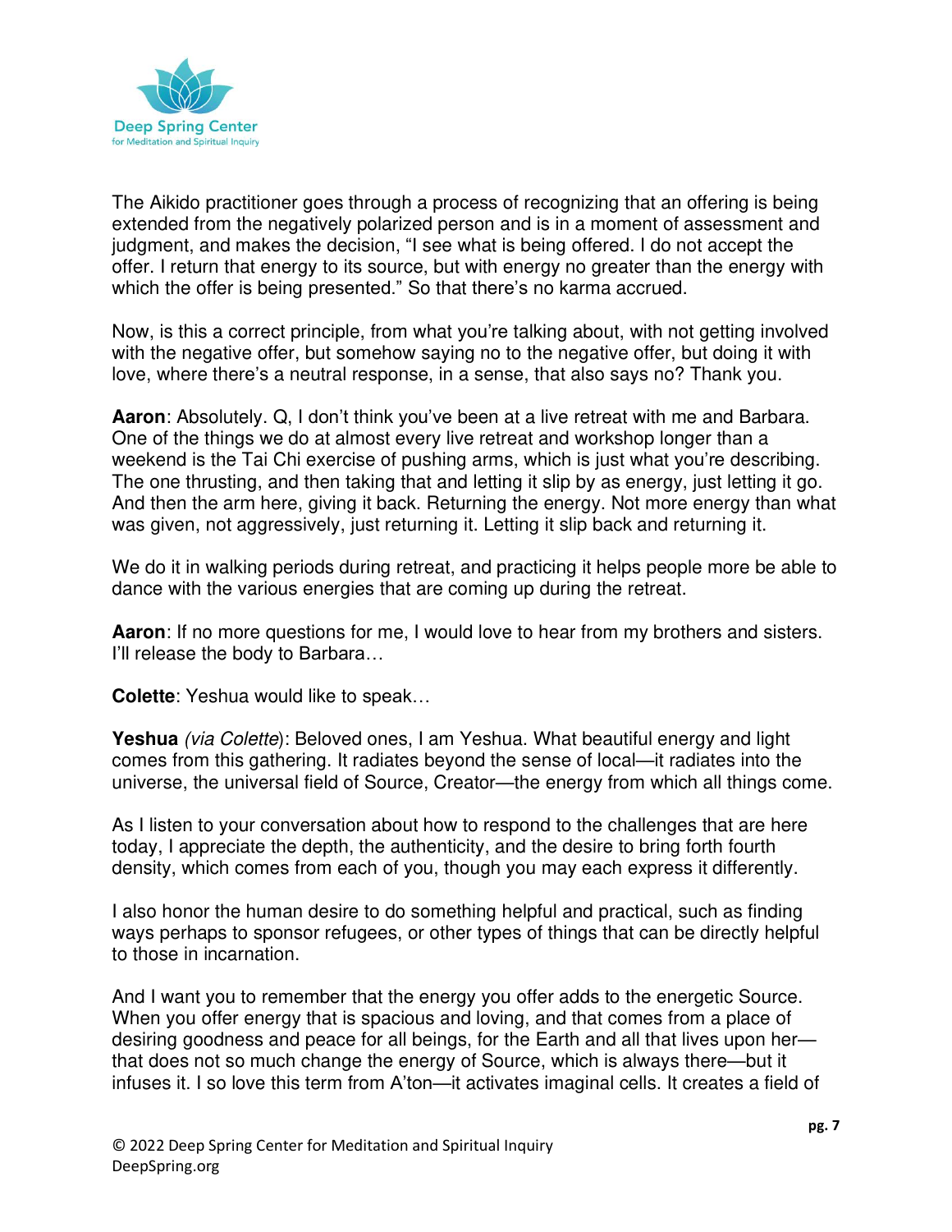The Aikido practitioner goes through a process of recognizing that an offering is being extended from the negatively polarized person and is in a moment of assessment and judgment, and makes the decision, "I see what is being offered. I do not accept the offer. I return that energy to its source, but with energy no greater than the energy with which the offer is being presented." So that there's no karma accrued.

Now, is this a correct principle, from what you're talking about, with not getting involved with the negative offer, but somehow saying no to the negative offer, but doing it with love, where there's a neutral response, in a sense, that also says no? Thank you.

**Aaron**: Absolutely. Q, I don't think you've been at a live retreat with me and Barbara. One of the things we do at almost every live retreat and workshop longer than a weekend is the Tai Chi exercise of pushing arms, which is just what you're describing. The one thrusting, and then taking that and letting it slip by as energy, just letting it go. And then the arm here, giving it back. Returning the energy. Not more energy than what was given, not aggressively, just returning it. Letting it slip back and returning it.

We do it in walking periods during retreat, and practicing it helps people more be able to dance with the various energies that are coming up during the retreat.

**Aaron**: If no more questions for me, I would love to hear from my brothers and sisters. I'll release the body to Barbara…

**Colette**: Yeshua would like to speak…

**Yeshua** *(via Colette)*: Beloved ones, I am Yeshua. What beautiful energy and light comes from this gathering. It radiates beyond the sense of local—it radiates into the universe, the universal field of Source, Creator—the energy from which all things come.

As I listen to your conversation about how to respond to the challenges that are here today, I appreciate the depth, the authenticity, and the desire to bring forth fourth density, which comes from each of you, though you may each express it differently.

I also honor the human desire to do something helpful and practical, such as finding ways perhaps to sponsor refugees, or other types of things that can be directly helpful to those in incarnation.

And I want you to remember that the energy you offer adds to the energetic Source. When you offer energy that is spacious and loving, and that comes from a place of desiring goodness and peace for all beings, for the Earth and all that lives upon her—that does not so much change the energy of Source, which is always there—but it infuses it. I so love this term from A'ton—it activates imaginal cells. It creates a field of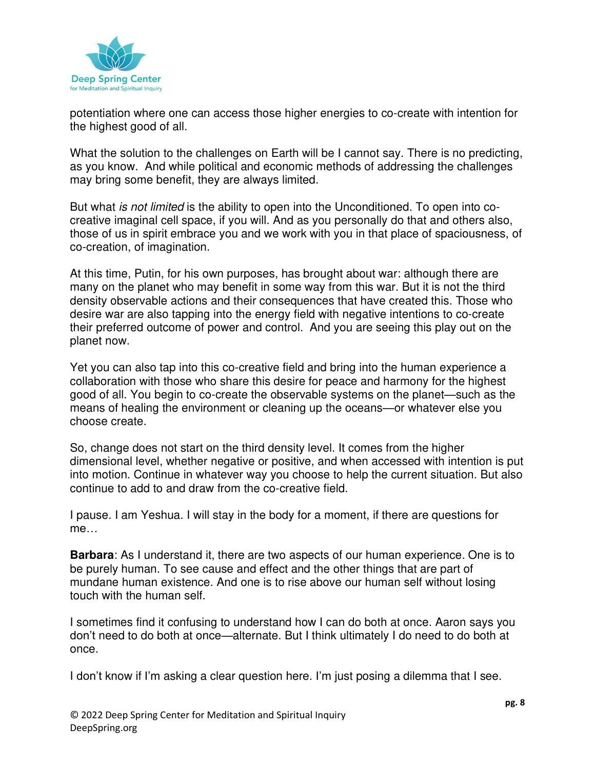potentiation where one can access those higher energies to co-create with intention for the highest good of all.

What the solution to the challenges on Earth will be I cannot say. There is no predicting, as you know. And while political and economic methods of addressing the challenges may bring some benefit, they are always limited.

But what *is not limited* is the ability to open into the Unconditioned. To open into co-creative imaginal cell space, if you will. And as you personally do that and others also, those of us in spirit embrace you and we work with you in that place of spaciousness, of co-creation, of imagination.

At this time, Putin, for his own purposes, has brought about war: although there are many on the planet who may benefit in some way from this war. But it is not the third density observable actions and their consequences that have created this. Those who desire war are also tapping into the energy field with negative intentions to co-create their preferred outcome of power and control. And you are seeing this play out on the planet now.

Yet you can also tap into this co-creative field and bring into the human experience a collaboration with those who share this desire for peace and harmony for the highest good of all. You begin to co-create the observable systems on the planet—such as the means of healing the environment or cleaning up the oceans—or whatever else you choose create.

So, change does not start on the third density level. It comes from the higher dimensional level, whether negative or positive, and when accessed with intention is put into motion. Continue in whatever way you choose to help the current situation. But also continue to add to and draw from the co-creative field.

I pause. I am Yeshua. I will stay in the body for a moment, if there are questions for me…

**Barbara**: As I understand it, there are two aspects of our human experience. One is to be purely human. To see cause and effect and the other things that are part of mundane human existence. And one is to rise above our human self without losing touch with the human self.

I sometimes find it confusing to understand how I can do both at once. Aaron says you don't need to do both at once—alternate. But I think ultimately I do need to do both at once.

I don't know if I'm asking a clear question here. I'm just posing a dilemma that I see.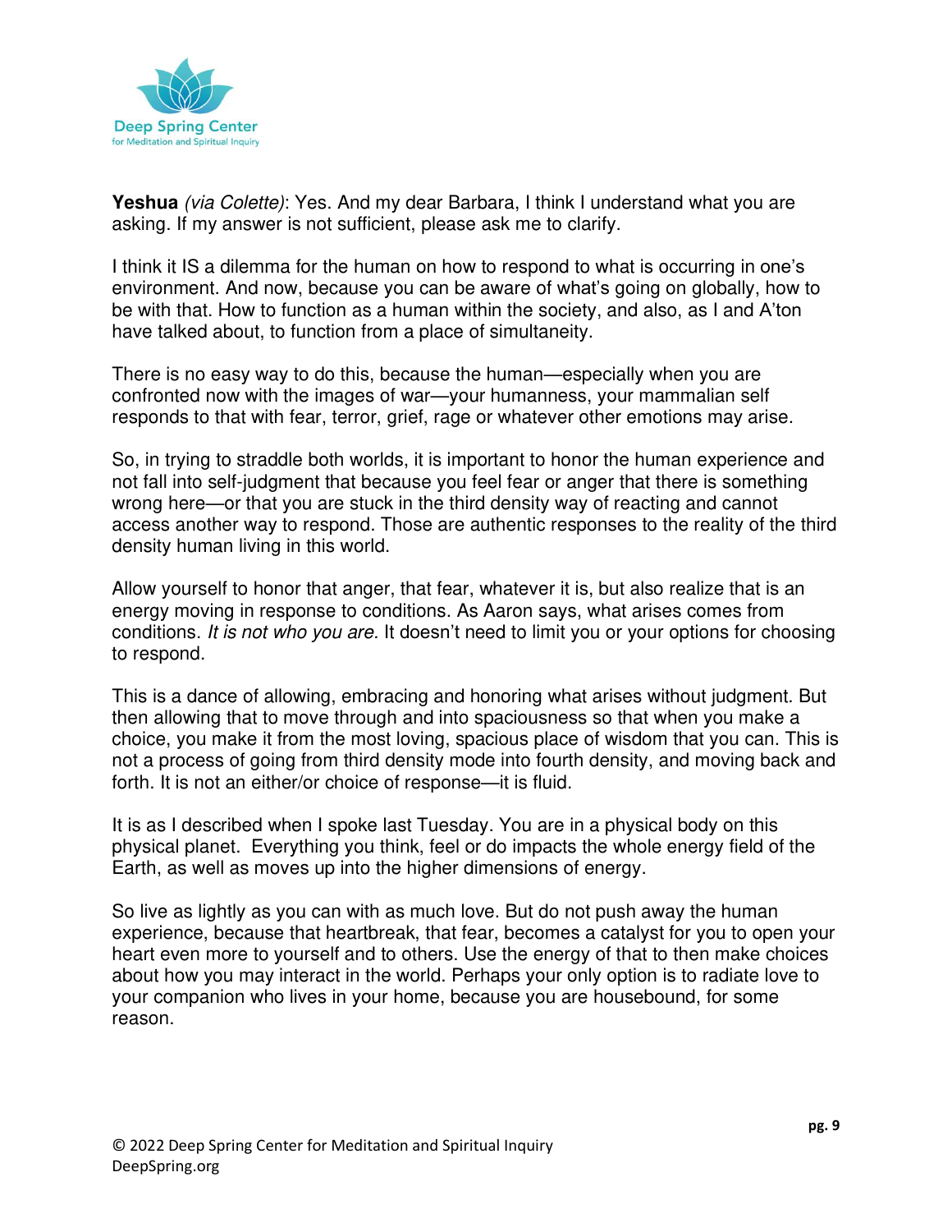**Yeshua** *(via Colette)*: Yes. And my dear Barbara, I think I understand what you are asking. If my answer is not sufficient, please ask me to clarify.

I think it IS a dilemma for the human on how to respond to what is occurring in one's environment. And now, because you can be aware of what's going on globally, how to be with that. How to function as a human within the society, and also, as I and A'ton have talked about, to function from a place of simultaneity.

There is no easy way to do this, because the human—especially when you are confronted now with the images of war—your humanness, your mammalian self responds to that with fear, terror, grief, rage or whatever other emotions may arise.

So, in trying to straddle both worlds, it is important to honor the human experience and not fall into self-judgment that because you feel fear or anger that there is something wrong here—or that you are stuck in the third density way of reacting and cannot access another way to respond. Those are authentic responses to the reality of the third density human living in this world.

Allow yourself to honor that anger, that fear, whatever it is, but also realize that is an energy moving in response to conditions. As Aaron says, what arises comes from conditions. *It is not who you are.* It doesn't need to limit you or your options for choosing to respond.

This is a dance of allowing, embracing and honoring what arises without judgment. But then allowing that to move through and into spaciousness so that when you make a choice, you make it from the most loving, spacious place of wisdom that you can. This is not a process of going from third density mode into fourth density, and moving back and forth. It is not an either/or choice of response—it is fluid.

It is as I described when I spoke last Tuesday. You are in a physical body on this physical planet. Everything you think, feel or do impacts the whole energy field of the Earth, as well as moves up into the higher dimensions of energy.

So live as lightly as you can with as much love. But do not push away the human experience, because that heartbreak, that fear, becomes a catalyst for you to open your heart even more to yourself and to others. Use the energy of that to then make choices about how you may interact in the world. Perhaps your only option is to radiate love to your companion who lives in your home, because you are housebound, for some reason.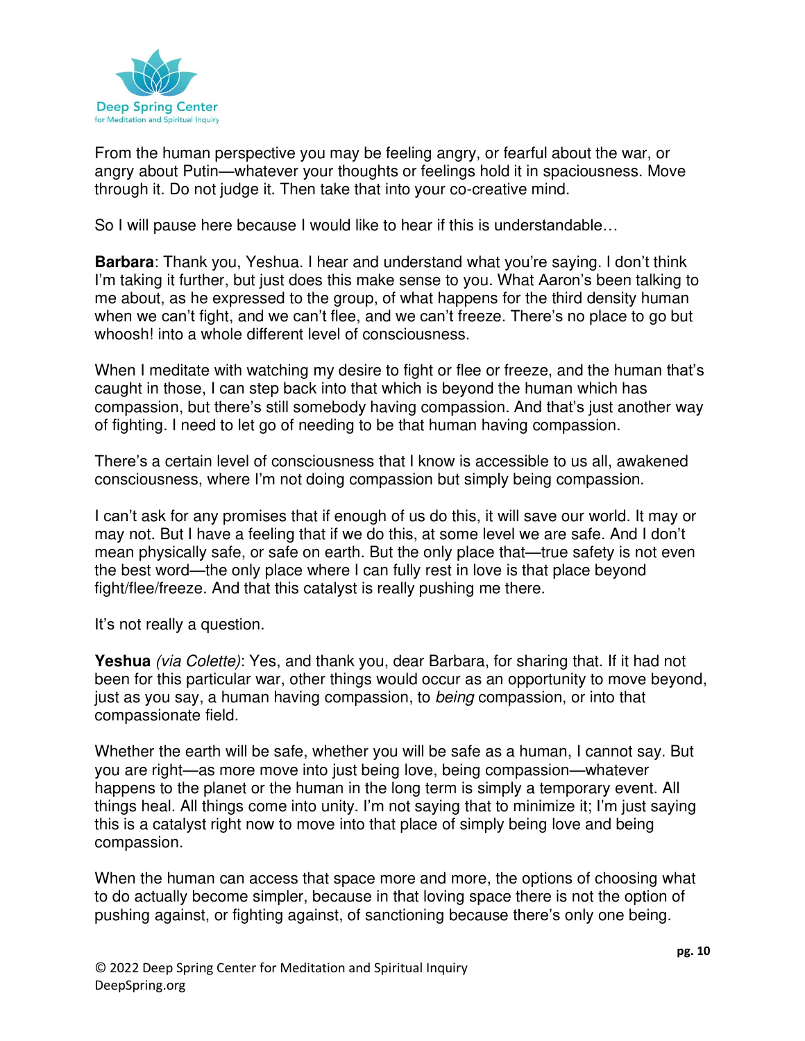From the human perspective you may be feeling angry, or fearful about the war, or angry about Putin—whatever your thoughts or feelings hold it in spaciousness. Move through it. Do not judge it. Then take that into your co-creative mind.

So I will pause here because I would like to hear if this is understandable…

**Barbara**: Thank you, Yeshua. I hear and understand what you're saying. I don't think I'm taking it further, but just does this make sense to you. What Aaron's been talking to me about, as he expressed to the group, of what happens for the third density human when we can't fight, and we can't flee, and we can't freeze. There's no place to go but whoosh! into a whole different level of consciousness.

When I meditate with watching my desire to fight or flee or freeze, and the human that's caught in those, I can step back into that which is beyond the human which has compassion, but there's still somebody having compassion. And that's just another way of fighting. I need to let go of needing to be that human having compassion.

There's a certain level of consciousness that I know is accessible to us all, awakened consciousness, where I'm not doing compassion but simply being compassion.

I can't ask for any promises that if enough of us do this, it will save our world. It may or may not. But I have a feeling that if we do this, at some level we are safe. And I don't mean physically safe, or safe on earth. But the only place that—true safety is not even the best word—the only place where I can fully rest in love is that place beyond fight/flee/freeze. And that this catalyst is really pushing me there.

It's not really a question.

**Yeshua** *(via Colette)*: Yes, and thank you, dear Barbara, for sharing that. If it had not been for this particular war, other things would occur as an opportunity to move beyond, just as you say, a human having compassion, to *being* compassion, or into that compassionate field.

Whether the earth will be safe, whether you will be safe as a human, I cannot say. But you are right—as more move into just being love, being compassion—whatever happens to the planet or the human in the long term is simply a temporary event. All things heal. All things come into unity. I'm not saying that to minimize it; I'm just saying this is a catalyst right now to move into that place of simply being love and being compassion.

When the human can access that space more and more, the options of choosing what to do actually become simpler, because in that loving space there is not the option of pushing against, or fighting against, of sanctioning because there's only one being.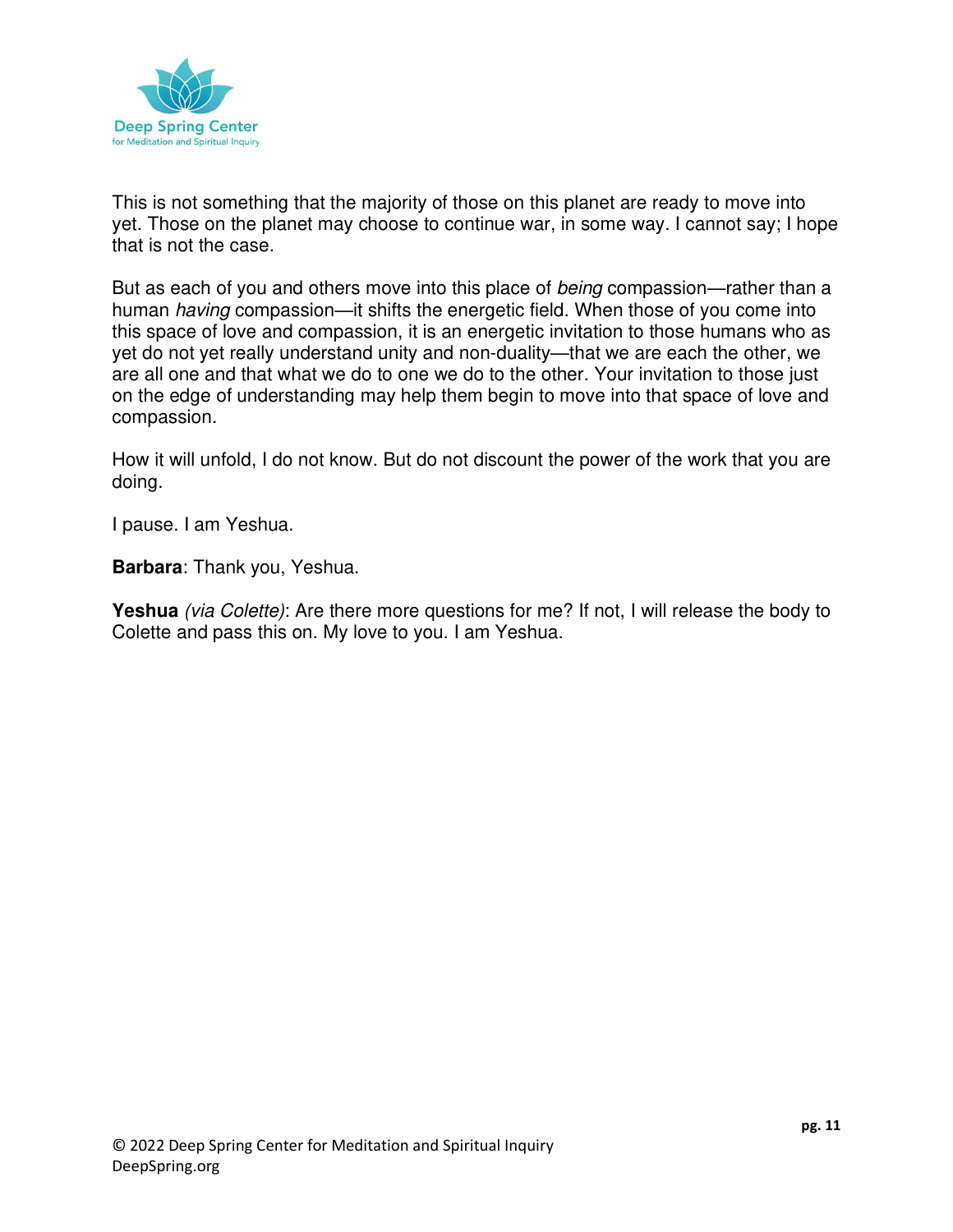This is not something that the majority of those on this planet are ready to move into yet. Those on the planet may choose to continue war, in some way. I cannot say; I hope that is not the case.

But as each of you and others move into this place of *being* compassion—rather than a human *having* compassion—it shifts the energetic field. When those of you come into this space of love and compassion, it is an energetic invitation to those humans who as yet do not yet really understand unity and non-duality—that we are each the other, we are all one and that what we do to one we do to the other. Your invitation to those just on the edge of understanding may help them begin to move into that space of love and compassion.

How it will unfold, I do not know. But do not discount the power of the work that you are doing.

I pause. I am Yeshua.

**Barbara**: Thank you, Yeshua.

**Yeshua** *(via Colette)*: Are there more questions for me? If not, I will release the body to Colette and pass this on. My love to you. I am Yeshua.